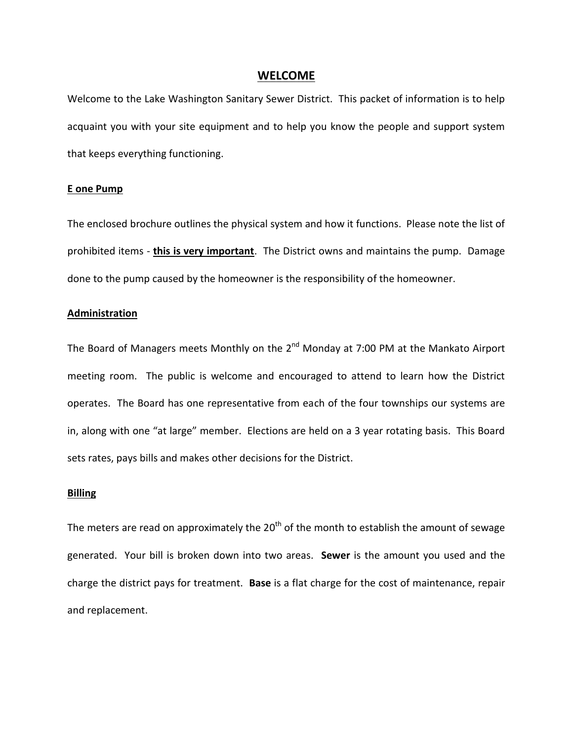# WELCOME

Welcome to the Lake Washington Sanitary Sewer District. This packet of information is to help acquaint you with your site equipment and to help you know the people and support system that keeps everything functioning.

## E one Pump

The enclosed brochure outlines the physical system and how it functions. Please note the list of prohibited items - **this is very important**. The District owns and maintains the pump. Damage done to the pump caused by the homeowner is the responsibility of the homeowner.

## Administration

The Board of Managers meets Monthly on the 2nd Monday at 7:00 PM at the Mankato Airport meeting room. The public is welcome and encouraged to attend to learn how the District operates. The Board has one representative from each of the four townships our systems are in, along with one "at large" member. Elections are held on a 3 year rotating basis. This Board sets rates, pays bills and makes other decisions for the District.

## Billing

The meters are read on approximately the 20th of the month to establish the amount of sewage generated. Your bill is broken down into two areas. **Sewer** is the amount you used and the charge the district pays for treatment. **Base** is a flat charge for the cost of maintenance, repair and replacement.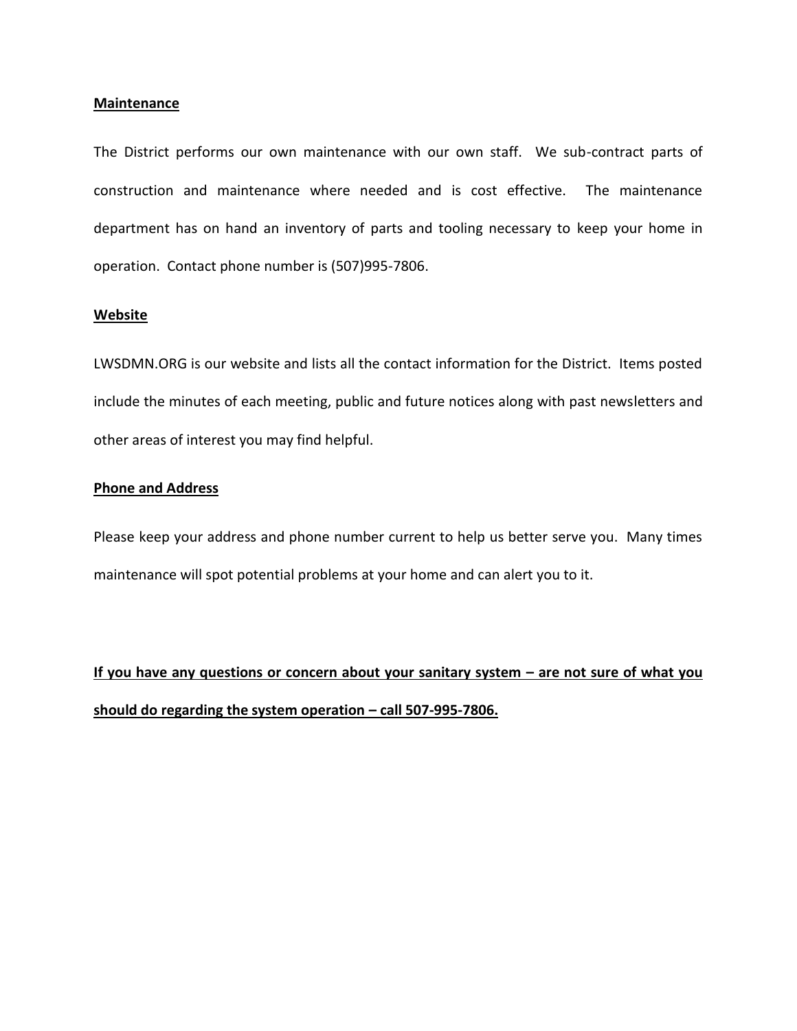**Maintenance**

The District performs our own maintenance with our own staff. We sub-contract parts of construction and maintenance where needed and is cost effective. The maintenance department has on hand an inventory of parts and tooling necessary to keep your home in operation. Contact phone number is (507)995-7806.

**Website**

LWSDMN.ORG is our website and lists all the contact information for the District. Items posted include the minutes of each meeting, public and future notices along with past newsletters and other areas of interest you may find helpful.

**Phone and Address**

Please keep your address and phone number current to help us better serve you. Many times maintenance will spot potential problems at your home and can alert you to it.

**If you have any questions or concern about your sanitary system – are not sure of what you should do regarding the system operation – call 507-995-7806.**